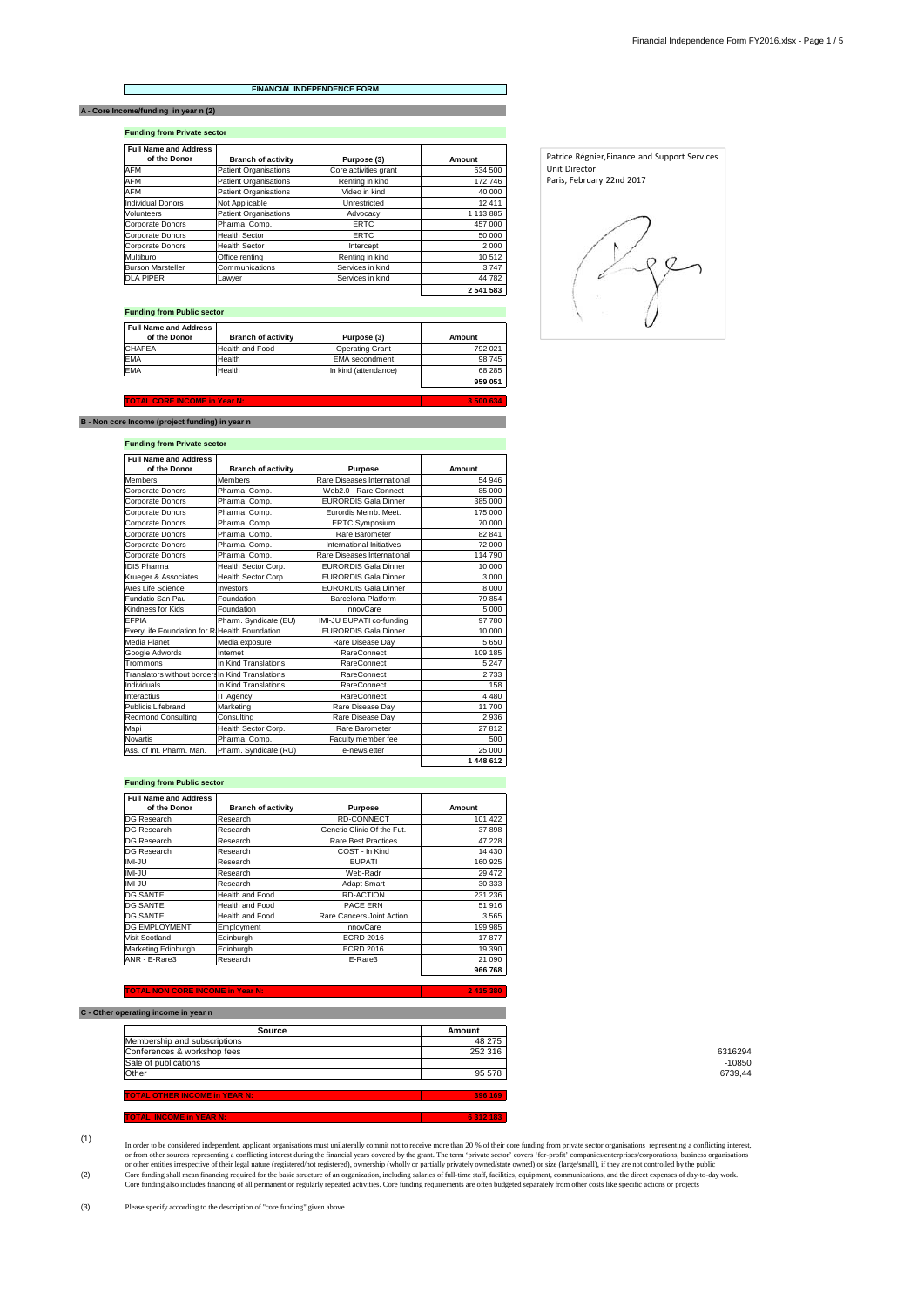# FINANCIAL INDEPENDENCE FORM

## A - Core Income/funding in year n (2)

### Funding from Private sector

| Full Name and Address of the Donor | Branch of activity | Purpose (3) | Amount |
|---|---|---|---|
| AFM | Patient Organisations | Core activities grant | 634 500 |
| AFM | Patient Organisations | Renting in kind | 172 746 |
| AFM | Patient Organisations | Video in kind | 40 000 |
| Individual Donors | Not Applicable | Unrestricted | 12 411 |
| Volunteers | Patient Organisations | Advocacy | 1 113 885 |
| Corporate Donors | Pharma. Comp. | ERTC | 457 000 |
| Corporate Donors | Health Sector | ERTC | 50 000 |
| Corporate Donors | Health Sector | Intercept | 2 000 |
| Multiburo | Office renting | Renting in kind | 10 512 |
| Burson Marsteller | Communications | Services in kind | 3 747 |
| DLA PIPER | Lawyer | Services in kind | 44 782 |
| | | | **2 541 583** |

Patrice Régnier,Finance and Support Services Unit Director
Paris, February 22nd 2017

### Funding from Public sector

| Full Name and Address of the Donor | Branch of activity | Purpose (3) | Amount |
|---|---|---|---|
| CHAFEA | Health and Food | Operating Grant | 792 021 |
| EMA | Health | EMA secondment | 98 745 |
| EMA | Health | In kind (attendance) | 68 285 |
| | | | **959 051** |

**TOTAL CORE INCOME in Year N:** **3 500 634**

## B - Non core Income (project funding) in year n

### Funding from Private sector

| Full Name and Address of the Donor | Branch of activity | Purpose | Amount |
|---|---|---|---|
| Members | Members | Rare Diseases International | 54 946 |
| Corporate Donors | Pharma. Comp. | Web2.0 - Rare Connect | 85 000 |
| Corporate Donors | Pharma. Comp. | EURORDIS Gala Dinner | 385 000 |
| Corporate Donors | Pharma. Comp. | Eurordis Memb. Meet. | 175 000 |
| Corporate Donors | Pharma. Comp. | ERTC Symposium | 70 000 |
| Corporate Donors | Pharma. Comp. | Rare Barometer | 82 841 |
| Corporate Donors | Pharma. Comp. | International Initiatives | 72 000 |
| Corporate Donors | Pharma. Comp. | Rare Diseases International | 114 790 |
| IDIS Pharma | Health Sector Corp. | EURORDIS Gala Dinner | 10 000 |
| Krueger & Associates | Health Sector Corp. | EURORDIS Gala Dinner | 3 000 |
| Ares Life Science | Investors | EURORDIS Gala Dinner | 8 000 |
| Fundatio San Pau | Foundation | Barcelona Platform | 79 854 |
| Kindness for Kids | Foundation | InnovCare | 5 000 |
| EFPIA | Pharm. Syndicate (EU) | IMI-JU EUPATI co-funding | 97 780 |
| EveryLife Foundation for R | Health Foundation | EURORDIS Gala Dinner | 10 000 |
| Media Planet | Media exposure | Rare Disease Day | 5 650 |
| Google Adwords | Internet | RareConnect | 109 185 |
| Trommons | In Kind Translations | RareConnect | 5 247 |
| Translators without borders | In Kind Translations | RareConnect | 2 733 |
| Individuals | In Kind Translations | RareConnect | 158 |
| Interactius | IT Agency | RareConnect | 4 480 |
| Publicis Lifebrand | Marketing | Rare Disease Day | 11 700 |
| Redmond Consulting | Consulting | Rare Disease Day | 2 936 |
| Mapi | Health Sector Corp. | Rare Barometer | 27 812 |
| Novartis | Pharma. Comp. | Faculty member fee | 500 |
| Ass. of Int. Pharm. Man. | Pharm. Syndicate (RU) | e-newsletter | 25 000 |
| | | | **1 448 612** |

### Funding from Public sector

| Full Name and Address of the Donor | Branch of activity | Purpose | Amount |
|---|---|---|---|
| DG Research | Research | RD-CONNECT | 101 422 |
| DG Research | Research | Genetic Clinic Of the Fut. | 37 898 |
| DG Research | Research | Rare Best Practices | 47 228 |
| DG Research | Research | COST - In Kind | 14 430 |
| IMI-JU | Research | EUPATI | 160 925 |
| IMI-JU | Research | Web-Radr | 29 472 |
| IMI-JU | Research | Adapt Smart | 30 333 |
| DG SANTE | Health and Food | RD-ACTION | 231 236 |
| DG SANTE | Health and Food | PACE ERN | 51 916 |
| DG SANTE | Health and Food | Rare Cancers Joint Action | 3 565 |
| DG EMPLOYMENT | Employment | InnovCare | 199 985 |
| Visit Scotland | Edinburgh | ECRD 2016 | 17 877 |
| Marketing Edinburgh | Edinburgh | ECRD 2016 | 19 390 |
| ANR - E-Rare3 | Research | E-Rare3 | 21 090 |
| | | | **966 768** |

**TOTAL NON CORE INCOME in Year N:** **2 415 380**

## C - Other operating income in year n

| Source | Amount |
|---|---|
| Membership and subscriptions | 48 275 |
| Conferences & workshop fees | 252 316 |
| Sale of publications | |
| Other | 95 578 |

6316294
-10850
6739,44

**TOTAL OTHER INCOME in YEAR N:** **396 169**

**TOTAL INCOME in YEAR N:** **6 312 183**

(1) In order to be considered independent, applicant organisations must unilaterally commit not to receive more than 20 % of their core funding from private sector organisations representing a conflicting interest, or from other sources representing a conflicting interest during the financial years covered by the grant. The term 'private sector' covers 'for-profit' companies/enterprises/corporations, business organisations or other entities irrespective of their legal nature (registered/not registered), ownership (wholly or partially privately owned/state owned) or size (large/small), if they are not controlled by the public

(2) Core funding shall mean financing required for the basic structure of an organization, including salaries of full-time staff, facilities, equipment, communications, and the direct expenses of day-to-day work. Core funding also includes financing of all permanent or regularly repeated activities. Core funding requirements are often budgeted separately from other costs like specific actions or projects

(3) Please specify according to the description of "core funding" given above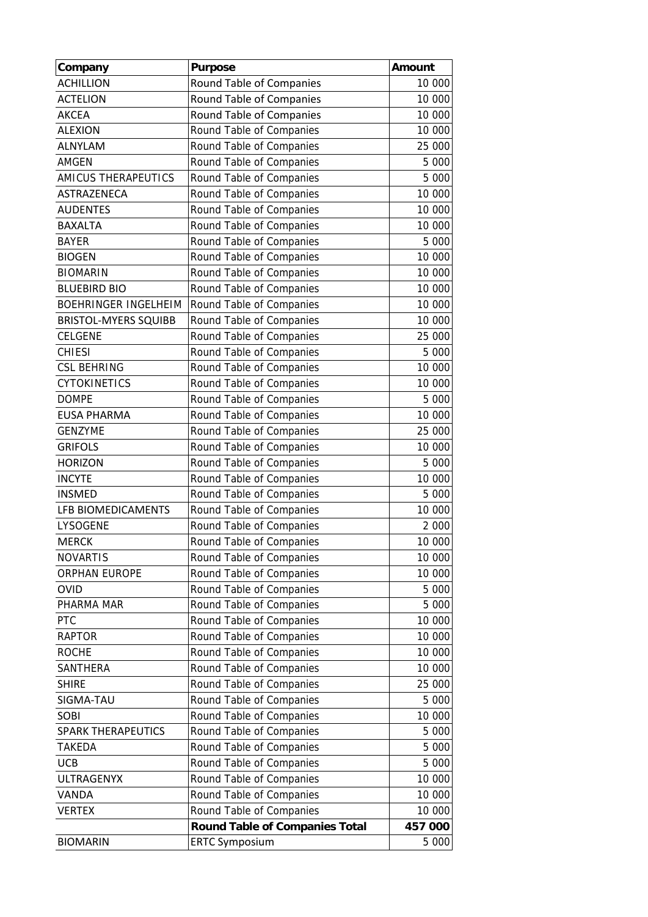| Company | Purpose | Amount |
|---|---|---|
| ACHILLION | Round Table of Companies | 10 000 |
| ACTELION | Round Table of Companies | 10 000 |
| AKCEA | Round Table of Companies | 10 000 |
| ALEXION | Round Table of Companies | 10 000 |
| ALNYLAM | Round Table of Companies | 25 000 |
| AMGEN | Round Table of Companies | 5 000 |
| AMICUS THERAPEUTICS | Round Table of Companies | 5 000 |
| ASTRAZENECA | Round Table of Companies | 10 000 |
| AUDENTES | Round Table of Companies | 10 000 |
| BAXALTA | Round Table of Companies | 10 000 |
| BAYER | Round Table of Companies | 5 000 |
| BIOGEN | Round Table of Companies | 10 000 |
| BIOMARIN | Round Table of Companies | 10 000 |
| BLUEBIRD BIO | Round Table of Companies | 10 000 |
| BOEHRINGER INGELHEIM | Round Table of Companies | 10 000 |
| BRISTOL-MYERS SQUIBB | Round Table of Companies | 10 000 |
| CELGENE | Round Table of Companies | 25 000 |
| CHIESI | Round Table of Companies | 5 000 |
| CSL BEHRING | Round Table of Companies | 10 000 |
| CYTOKINETICS | Round Table of Companies | 10 000 |
| DOMPE | Round Table of Companies | 5 000 |
| EUSA PHARMA | Round Table of Companies | 10 000 |
| GENZYME | Round Table of Companies | 25 000 |
| GRIFOLS | Round Table of Companies | 10 000 |
| HORIZON | Round Table of Companies | 5 000 |
| INCYTE | Round Table of Companies | 10 000 |
| INSMED | Round Table of Companies | 5 000 |
| LFB BIOMEDICAMENTS | Round Table of Companies | 10 000 |
| LYSOGENE | Round Table of Companies | 2 000 |
| MERCK | Round Table of Companies | 10 000 |
| NOVARTIS | Round Table of Companies | 10 000 |
| ORPHAN EUROPE | Round Table of Companies | 10 000 |
| OVID | Round Table of Companies | 5 000 |
| PHARMA MAR | Round Table of Companies | 5 000 |
| PTC | Round Table of Companies | 10 000 |
| RAPTOR | Round Table of Companies | 10 000 |
| ROCHE | Round Table of Companies | 10 000 |
| SANTHERA | Round Table of Companies | 10 000 |
| SHIRE | Round Table of Companies | 25 000 |
| SIGMA-TAU | Round Table of Companies | 5 000 |
| SOBI | Round Table of Companies | 10 000 |
| SPARK THERAPEUTICS | Round Table of Companies | 5 000 |
| TAKEDA | Round Table of Companies | 5 000 |
| UCB | Round Table of Companies | 5 000 |
| ULTRAGENYX | Round Table of Companies | 10 000 |
| VANDA | Round Table of Companies | 10 000 |
| VERTEX | Round Table of Companies | 10 000 |
| | **Round Table of Companies Total** | **457 000** |
| BIOMARIN | ERTC Symposium | 5 000 |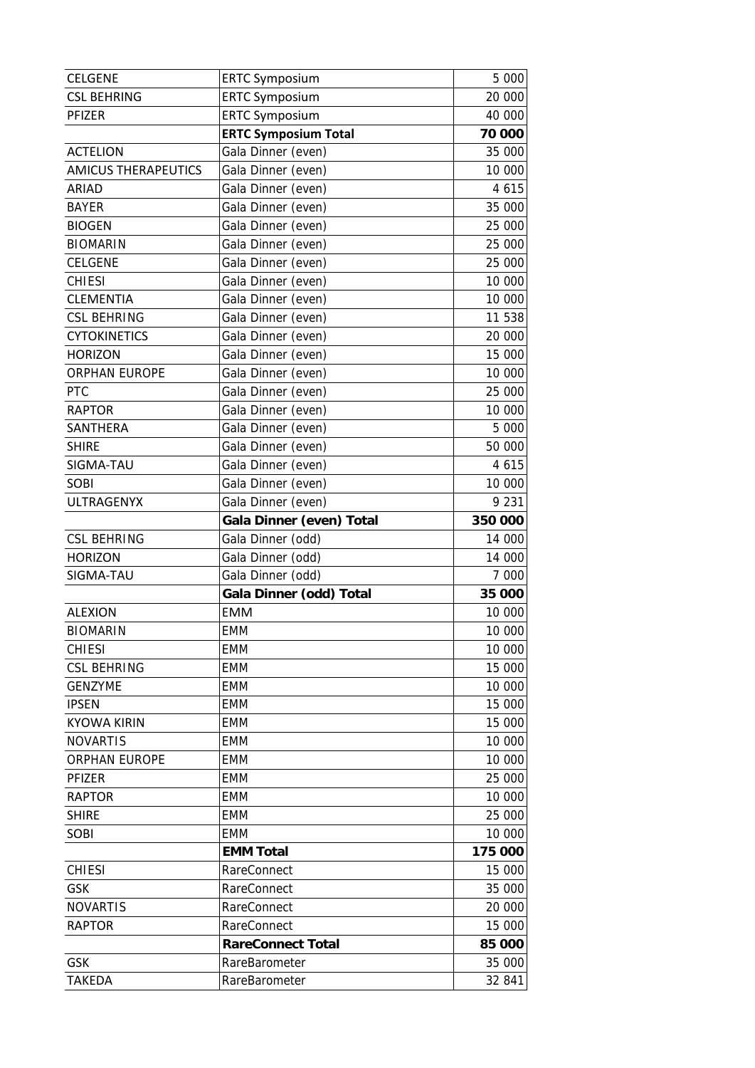| CELGENE | ERTC Symposium | 5 000 |
|---|---|---|
| CSL BEHRING | ERTC Symposium | 20 000 |
| PFIZER | ERTC Symposium | 40 000 |
| | **ERTC Symposium Total** | **70 000** |
| ACTELION | Gala Dinner (even) | 35 000 |
| AMICUS THERAPEUTICS | Gala Dinner (even) | 10 000 |
| ARIAD | Gala Dinner (even) | 4 615 |
| BAYER | Gala Dinner (even) | 35 000 |
| BIOGEN | Gala Dinner (even) | 25 000 |
| BIOMARIN | Gala Dinner (even) | 25 000 |
| CELGENE | Gala Dinner (even) | 25 000 |
| CHIESI | Gala Dinner (even) | 10 000 |
| CLEMENTIA | Gala Dinner (even) | 10 000 |
| CSL BEHRING | Gala Dinner (even) | 11 538 |
| CYTOKINETICS | Gala Dinner (even) | 20 000 |
| HORIZON | Gala Dinner (even) | 15 000 |
| ORPHAN EUROPE | Gala Dinner (even) | 10 000 |
| PTC | Gala Dinner (even) | 25 000 |
| RAPTOR | Gala Dinner (even) | 10 000 |
| SANTHERA | Gala Dinner (even) | 5 000 |
| SHIRE | Gala Dinner (even) | 50 000 |
| SIGMA-TAU | Gala Dinner (even) | 4 615 |
| SOBI | Gala Dinner (even) | 10 000 |
| ULTRAGENYX | Gala Dinner (even) | 9 231 |
| | **Gala Dinner (even) Total** | **350 000** |
| CSL BEHRING | Gala Dinner (odd) | 14 000 |
| HORIZON | Gala Dinner (odd) | 14 000 |
| SIGMA-TAU | Gala Dinner (odd) | 7 000 |
| | **Gala Dinner (odd) Total** | **35 000** |
| ALEXION | EMM | 10 000 |
| BIOMARIN | EMM | 10 000 |
| CHIESI | EMM | 10 000 |
| CSL BEHRING | EMM | 15 000 |
| GENZYME | EMM | 10 000 |
| IPSEN | EMM | 15 000 |
| KYOWA KIRIN | EMM | 15 000 |
| NOVARTIS | EMM | 10 000 |
| ORPHAN EUROPE | EMM | 10 000 |
| PFIZER | EMM | 25 000 |
| RAPTOR | EMM | 10 000 |
| SHIRE | EMM | 25 000 |
| SOBI | EMM | 10 000 |
| | **EMM Total** | **175 000** |
| CHIESI | RareConnect | 15 000 |
| GSK | RareConnect | 35 000 |
| NOVARTIS | RareConnect | 20 000 |
| RAPTOR | RareConnect | 15 000 |
| | **RareConnect Total** | **85 000** |
| GSK | RareBarometer | 35 000 |
| TAKEDA | RareBarometer | 32 841 |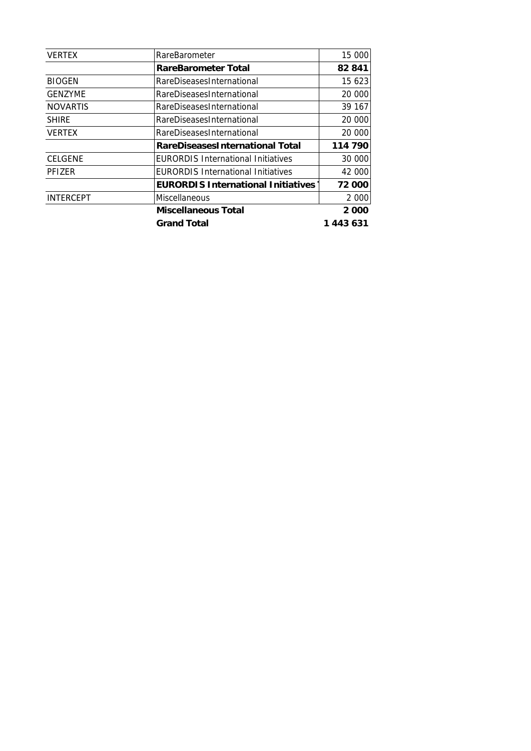| | | |
|---|---|---|
| VERTEX | RareBarometer | 15 000 |
| | **RareBarometer Total** | **82 841** |
| BIOGEN | RareDiseasesInternational | 15 623 |
| GENZYME | RareDiseasesInternational | 20 000 |
| NOVARTIS | RareDiseasesInternational | 39 167 |
| SHIRE | RareDiseasesInternational | 20 000 |
| VERTEX | RareDiseasesInternational | 20 000 |
| | **RareDiseasesInternational Total** | **114 790** |
| CELGENE | EURORDIS International Initiatives | 30 000 |
| PFIZER | EURORDIS International Initiatives | 42 000 |
| | **EURORDIS International Initiatives T** | **72 000** |
| INTERCEPT | Miscellaneous | 2 000 |
| | **Miscellaneous Total** | **2 000** |
| | **Grand Total** | **1 443 631** |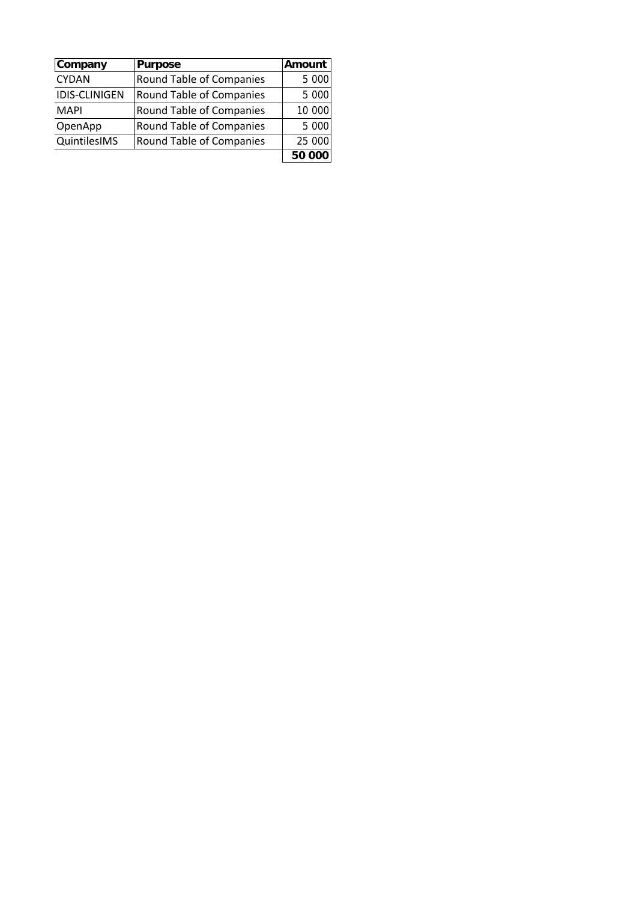| Company | Purpose | Amount |
|---|---|---|
| CYDAN | Round Table of Companies | 5 000 |
| IDIS-CLINIGEN | Round Table of Companies | 5 000 |
| MAPI | Round Table of Companies | 10 000 |
| OpenApp | Round Table of Companies | 5 000 |
| QuintilesIMS | Round Table of Companies | 25 000 |
| | | **50 000** |